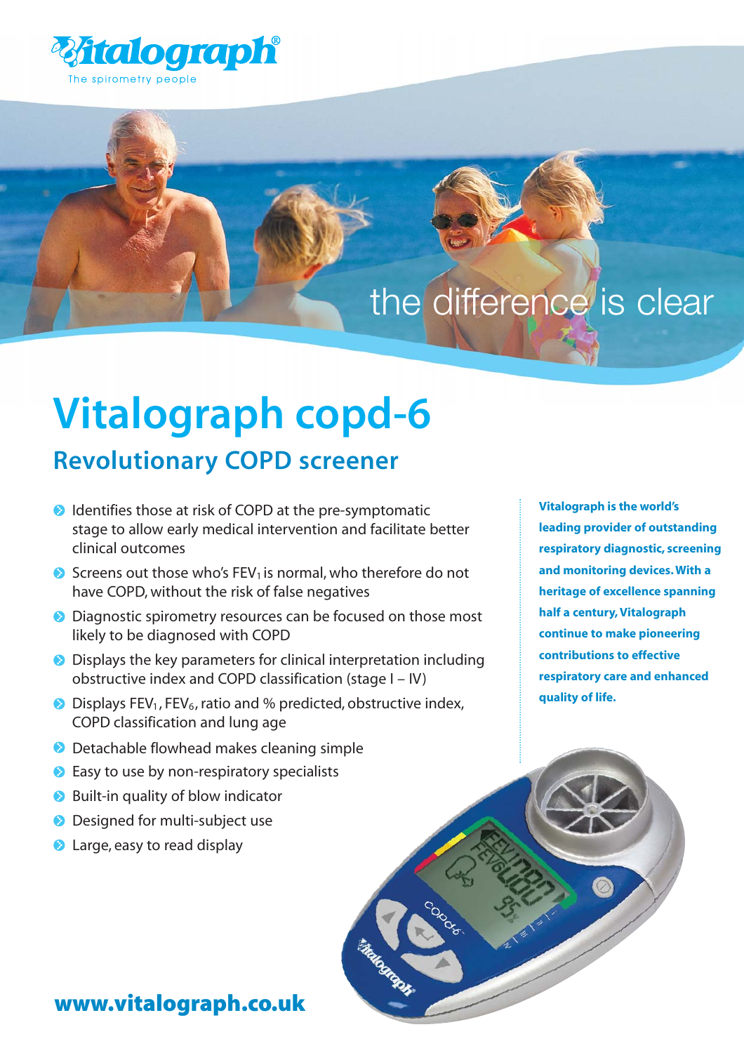Vitalograph®

The spirometry people

the difference is clear

# Vitalograph copd-6

## Revolutionary COPD screener

- Identifies those at risk of COPD at the pre-symptomatic stage to allow early medical intervention and facilitate better clinical outcomes
- Screens out those who's $FEV_1$ is normal, who therefore do not have COPD, without the risk of false negatives
- Diagnostic spirometry resources can be focused on those most likely to be diagnosed with COPD
- Displays the key parameters for clinical interpretation including obstructive index and COPD classification (stage I – IV)
- Displays $FEV_1$, $FEV_6$, ratio and % predicted, obstructive index, COPD classification and lung age
- Detachable flowhead makes cleaning simple
- Easy to use by non-respiratory specialists
- Built-in quality of blow indicator
- Designed for multi-subject use
- Large, easy to read display

**Vitalograph is the world's leading provider of outstanding respiratory diagnostic, screening and monitoring devices. With a heritage of excellence spanning half a century, Vitalograph continue to make pioneering contributions to effective respiratory care and enhanced quality of life.**

**www.vitalograph.co.uk**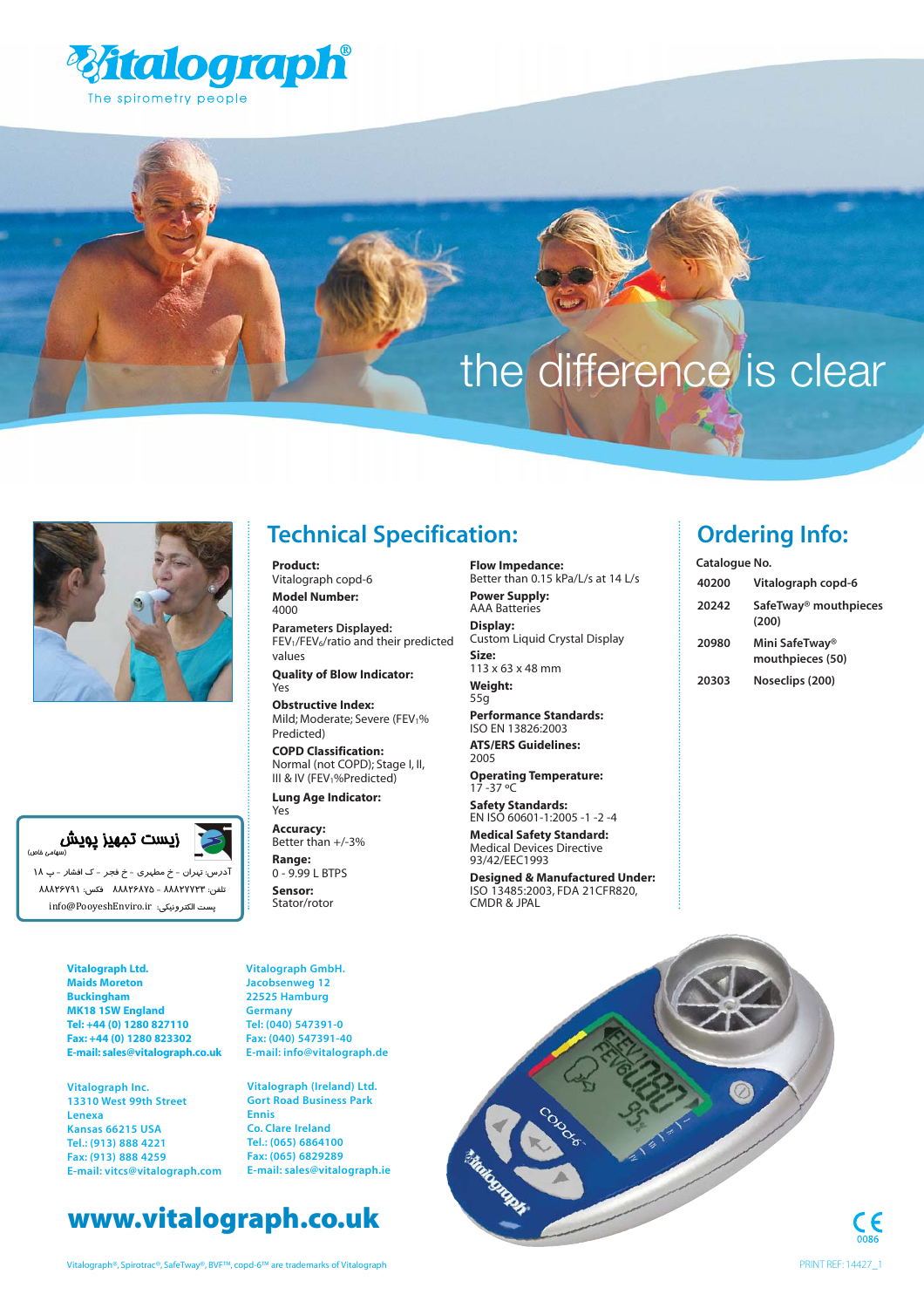# Vitalograph®

The spirometry people

the difference is clear

## Technical Specification:

**Product:**
Vitalograph copd-6

**Model Number:**
4000

**Parameters Displayed:**
$FEV_1$/$FEV_6$/ratio and their predicted values

**Quality of Blow Indicator:**
Yes

**Obstructive Index:**
Mild; Moderate; Severe ($FEV_1$% Predicted)

**COPD Classification:**
Normal (not COPD); Stage I, II, III & IV ($FEV_1$%Predicted)

**Lung Age Indicator:**
Yes

**Accuracy:**
Better than +/-3%

**Range:**
0 - 9.99 L BTPS

**Sensor:**
Stator/rotor

**Flow Impedance:**
Better than 0.15 kPa/L/s at 14 L/s

**Power Supply:**
AAA Batteries

**Display:**
Custom Liquid Crystal Display

**Size:**
113 x 63 x 48 mm

**Weight:**
55g

**Performance Standards:**
ISO EN 13826:2003

**ATS/ERS Guidelines:**
2005

**Operating Temperature:**
17 -37 ºC

**Safety Standards:**
EN ISO 60601-1:2005 -1 -2 -4

**Medical Safety Standard:**
Medical Devices Directive 93/42/EEC1993

**Designed & Manufactured Under:**
ISO 13485:2003, FDA 21CFR820, CMDR & JPAL

## Ordering Info:

| Catalogue No. | |
|---|---|
| 40200 | Vitalograph copd-6 |
| 20242 | SafeTway® mouthpieces (200) |
| 20980 | Mini SafeTway® mouthpieces (50) |
| 20303 | Noseclips (200) |

زیست تجهیز پویش
(سهامی خاص)

آدرس: تهران - خ مطهری - خ فجر - ک افشار - پ ۱۸
تلفن: ۸۸۸۲۷۷۲۳ - ۸۸۸۳۶۸۷۵ فکس: ۸۸۸۳۶۷۹۱
پست الکترونیکی: info@PooyeshEnviro.ir

**Vitalograph Ltd.**
**Maids Moreton**
**Buckingham**
**MK18 1SW England**
**Tel: +44 (0) 1280 827110**
**Fax: +44 (0) 1280 823302**
**E-mail: sales@vitalograph.co.uk**

Vitalograph GmbH.
Jacobsenweg 12
22525 Hamburg
Germany
Tel: (040) 547391-0
Fax: (040) 547391-40
E-mail: info@vitalograph.de

Vitalograph Inc.
13310 West 99th Street
Lenexa
Kansas 66215 USA
Tel.: (913) 888 4221
Fax: (913) 888 4259
E-mail: vitcs@vitalograph.com

Vitalograph (Ireland) Ltd.
Gort Road Business Park
Ennis
Co. Clare Ireland
Tel.: (065) 6864100
Fax: (065) 6829289
E-mail: sales@vitalograph.ie

# www.vitalograph.co.uk

CE 0086

Vitalograph®, Spirotrac®, SafeTway®, BVF™, copd-6™ are trademarks of Vitalograph

PRINT REF: 14427_1